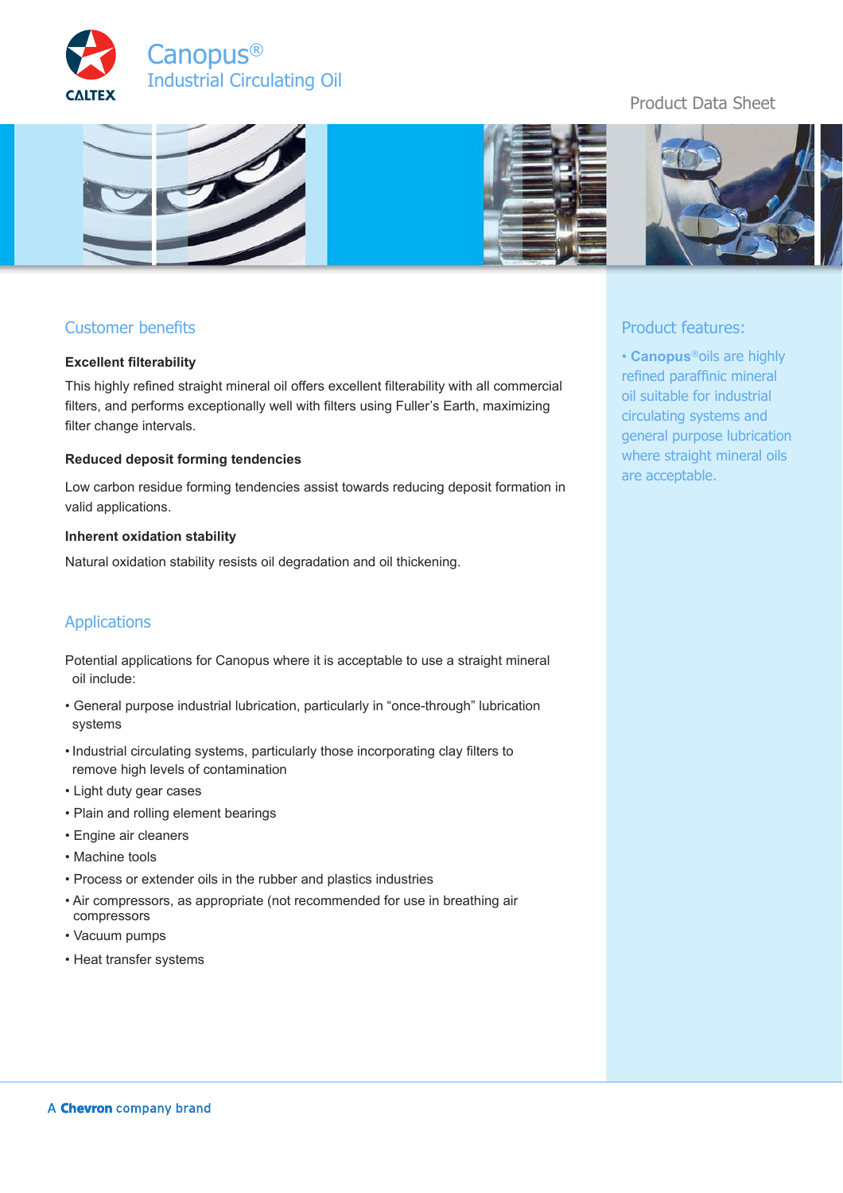# Canopus®

## Industrial Circulating Oil

Product Data Sheet

## Customer benefits

### Excellent filterability

This highly refined straight mineral oil offers excellent filterability with all commercial filters, and performs exceptionally well with filters using Fuller's Earth, maximizing filter change intervals.

### Reduced deposit forming tendencies

Low carbon residue forming tendencies assist towards reducing deposit formation in valid applications.

### Inherent oxidation stability

Natural oxidation stability resists oil degradation and oil thickening.

## Applications

Potential applications for Canopus where it is acceptable to use a straight mineral oil include:

- General purpose industrial lubrication, particularly in "once-through" lubrication systems
- Industrial circulating systems, particularly those incorporating clay filters to remove high levels of contamination
- Light duty gear cases
- Plain and rolling element bearings
- Engine air cleaners
- Machine tools
- Process or extender oils in the rubber and plastics industries
- Air compressors, as appropriate (not recommended for use in breathing air compressors
- Vacuum pumps
- Heat transfer systems

## Product features:

- **Canopus**® oils are highly refined paraffinic mineral oil suitable for industrial circulating systems and general purpose lubrication where straight mineral oils are acceptable.

A **Chevron** company brand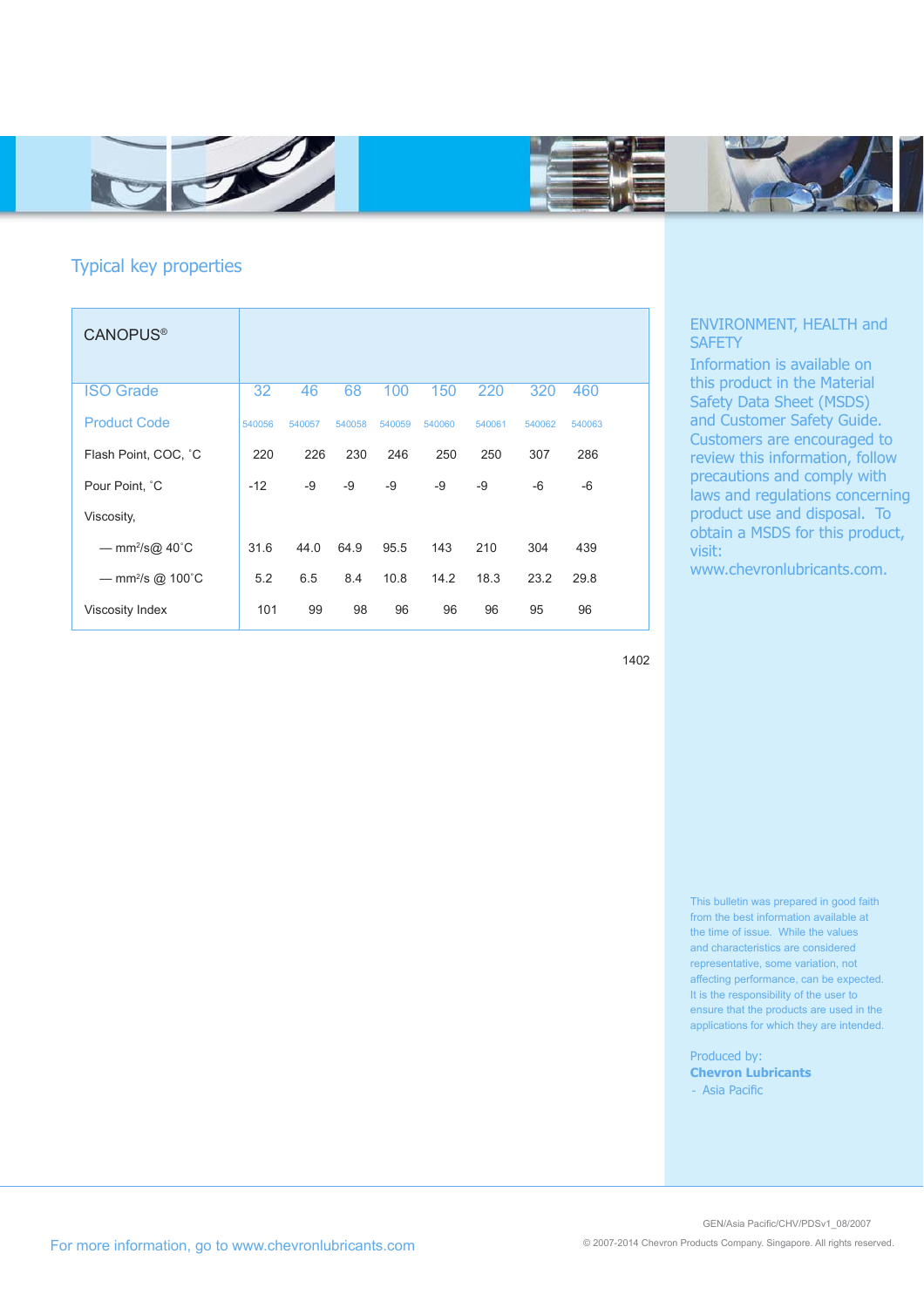## Typical key properties

| CANOPUS® | | | | | | | | |
|---|---|---|---|---|---|---|---|---|
| ISO Grade | 32 | 46 | 68 | 100 | 150 | 220 | 320 | 460 |
| Product Code | 540056 | 540057 | 540058 | 540059 | 540060 | 540061 | 540062 | 540063 |
| Flash Point, COC, ˚C | 220 | 226 | 230 | 246 | 250 | 250 | 307 | 286 |
| Pour Point, ˚C | -12 | -9 | -9 | -9 | -9 | -9 | -6 | -6 |
| Viscosity, | | | | | | | | |
| — $mm^2/s$@ 40˚C | 31.6 | 44.0 | 64.9 | 95.5 | 143 | 210 | 304 | 439 |
| — $mm^2/s$ @ 100˚C | 5.2 | 6.5 | 8.4 | 10.8 | 14.2 | 18.3 | 23.2 | 29.8 |
| Viscosity Index | 101 | 99 | 98 | 96 | 96 | 96 | 95 | 96 |

1402

### ENVIRONMENT, HEALTH and SAFETY

Information is available on this product in the Material Safety Data Sheet (MSDS) and Customer Safety Guide. Customers are encouraged to review this information, follow precautions and comply with laws and regulations concerning product use and disposal. To obtain a MSDS for this product, visit: www.chevronlubricants.com.

This bulletin was prepared in good faith from the best information available at the time of issue. While the values and characteristics are considered representative, some variation, not affecting performance, can be expected. It is the responsibility of the user to ensure that the products are used in the applications for which they are intended.

Produced by:
**Chevron Lubricants**
- Asia Pacific

GEN/Asia Pacific/CHV/PDSv1_08/2007

For more information, go to www.chevronlubricants.com

© 2007-2014 Chevron Products Company. Singapore. All rights reserved.